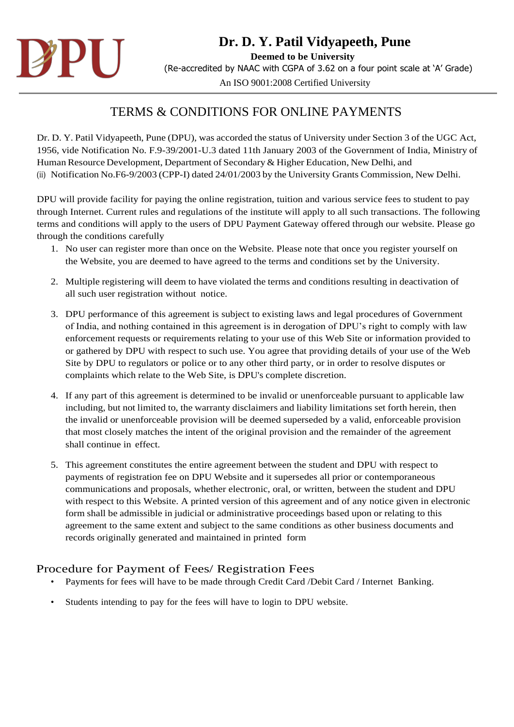# Dr. D. Y. Patil Vidyapeeth, Pune

**Deemed to be University**

(Re-accredited by NAAC with CGPA of 3.62 on a four point scale at 'A' Grade)

An ISO 9001:2008 Certified University

## TERMS & CONDITIONS FOR ONLINE PAYMENTS

Dr. D. Y. Patil Vidyapeeth, Pune (DPU), was accorded the status of University under Section 3 of the UGC Act, 1956, vide Notification No. F.9-39/2001-U.3 dated 11th January 2003 of the Government of India, Ministry of Human Resource Development, Department of Secondary & Higher Education, New Delhi, and (ii) Notification No.F6-9/2003 (CPP-I) dated 24/01/2003 by the University Grants Commission, New Delhi.

DPU will provide facility for paying the online registration, tuition and various service fees to student to pay through Internet. Current rules and regulations of the institute will apply to all such transactions. The following terms and conditions will apply to the users of DPU Payment Gateway offered through our website. Please go through the conditions carefully

1. No user can register more than once on the Website. Please note that once you register yourself on the Website, you are deemed to have agreed to the terms and conditions set by the University.
2. Multiple registering will deem to have violated the terms and conditions resulting in deactivation of all such user registration without notice.
3. DPU performance of this agreement is subject to existing laws and legal procedures of Government of India, and nothing contained in this agreement is in derogation of DPU's right to comply with law enforcement requests or requirements relating to your use of this Web Site or information provided to or gathered by DPU with respect to such use. You agree that providing details of your use of the Web Site by DPU to regulators or police or to any other third party, or in order to resolve disputes or complaints which relate to the Web Site, is DPU's complete discretion.
4. If any part of this agreement is determined to be invalid or unenforceable pursuant to applicable law including, but not limited to, the warranty disclaimers and liability limitations set forth herein, then the invalid or unenforceable provision will be deemed superseded by a valid, enforceable provision that most closely matches the intent of the original provision and the remainder of the agreement shall continue in effect.
5. This agreement constitutes the entire agreement between the student and DPU with respect to payments of registration fee on DPU Website and it supersedes all prior or contemporaneous communications and proposals, whether electronic, oral, or written, between the student and DPU with respect to this Website. A printed version of this agreement and of any notice given in electronic form shall be admissible in judicial or administrative proceedings based upon or relating to this agreement to the same extent and subject to the same conditions as other business documents and records originally generated and maintained in printed form

### Procedure for Payment of Fees/ Registration Fees

- Payments for fees will have to be made through Credit Card /Debit Card / Internet Banking.
- Students intending to pay for the fees will have to login to DPU website.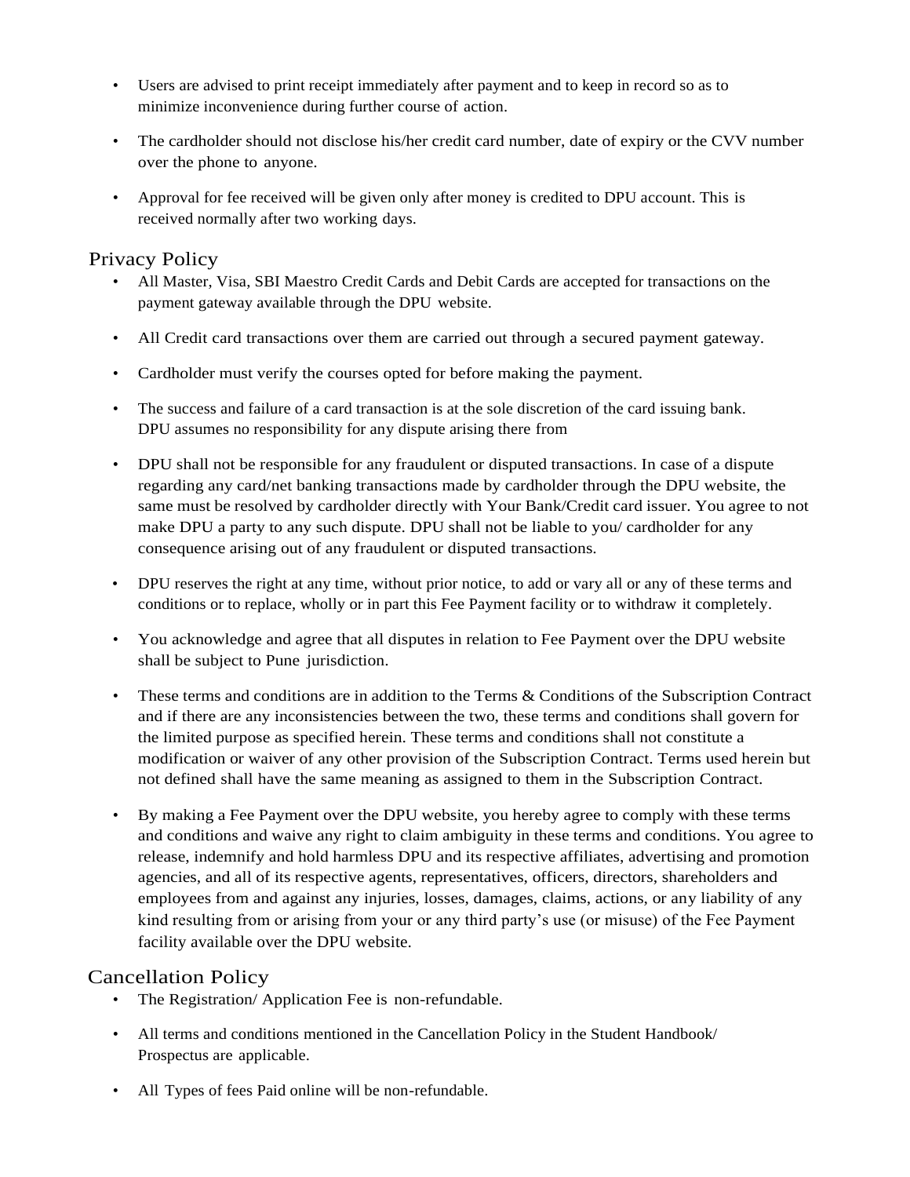- Users are advised to print receipt immediately after payment and to keep in record so as to minimize inconvenience during further course of action.
- The cardholder should not disclose his/her credit card number, date of expiry or the CVV number over the phone to anyone.
- Approval for fee received will be given only after money is credited to DPU account. This is received normally after two working days.

## Privacy Policy

- All Master, Visa, SBI Maestro Credit Cards and Debit Cards are accepted for transactions on the payment gateway available through the DPU website.
- All Credit card transactions over them are carried out through a secured payment gateway.
- Cardholder must verify the courses opted for before making the payment.
- The success and failure of a card transaction is at the sole discretion of the card issuing bank. DPU assumes no responsibility for any dispute arising there from
- DPU shall not be responsible for any fraudulent or disputed transactions. In case of a dispute regarding any card/net banking transactions made by cardholder through the DPU website, the same must be resolved by cardholder directly with Your Bank/Credit card issuer. You agree to not make DPU a party to any such dispute. DPU shall not be liable to you/ cardholder for any consequence arising out of any fraudulent or disputed transactions.
- DPU reserves the right at any time, without prior notice, to add or vary all or any of these terms and conditions or to replace, wholly or in part this Fee Payment facility or to withdraw it completely.
- You acknowledge and agree that all disputes in relation to Fee Payment over the DPU website shall be subject to Pune jurisdiction.
- These terms and conditions are in addition to the Terms & Conditions of the Subscription Contract and if there are any inconsistencies between the two, these terms and conditions shall govern for the limited purpose as specified herein. These terms and conditions shall not constitute a modification or waiver of any other provision of the Subscription Contract. Terms used herein but not defined shall have the same meaning as assigned to them in the Subscription Contract.
- By making a Fee Payment over the DPU website, you hereby agree to comply with these terms and conditions and waive any right to claim ambiguity in these terms and conditions. You agree to release, indemnify and hold harmless DPU and its respective affiliates, advertising and promotion agencies, and all of its respective agents, representatives, officers, directors, shareholders and employees from and against any injuries, losses, damages, claims, actions, or any liability of any kind resulting from or arising from your or any third party's use (or misuse) of the Fee Payment facility available over the DPU website.

## Cancellation Policy

- The Registration/ Application Fee is non-refundable.
- All terms and conditions mentioned in the Cancellation Policy in the Student Handbook/ Prospectus are applicable.
- All Types of fees Paid online will be non-refundable.